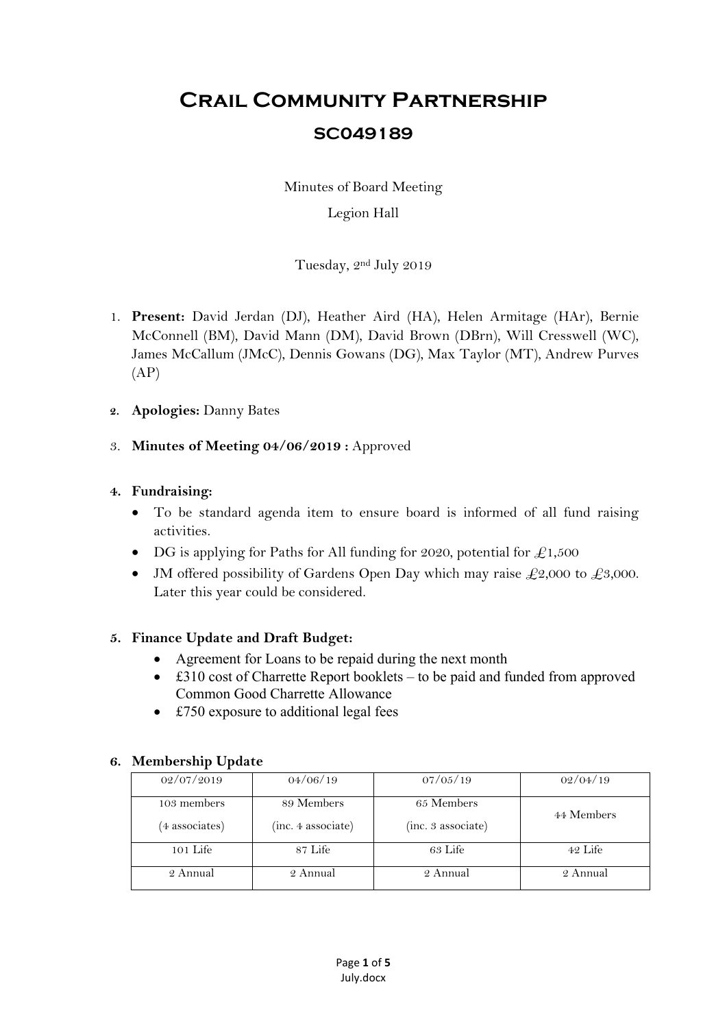# Crail Community Partnership

## SC049189

Minutes of Board Meeting

Legion Hall

Tuesday, 2nd July 2019

1. **Present:** David Jerdan (DJ), Heather Aird (HA), Helen Armitage (HAr), Bernie McConnell (BM), David Mann (DM), David Brown (DBrn), Will Cresswell (WC), James McCallum (JMcC), Dennis Gowans (DG), Max Taylor (MT), Andrew Purves (AP)

2. **Apologies:** Danny Bates

3. **Minutes of Meeting 04/06/2019 :** Approved

4. **Fundraising:**
   - To be standard agenda item to ensure board is informed of all fund raising activities.
   - DG is applying for Paths for All funding for 2020, potential for £1,500
   - JM offered possibility of Gardens Open Day which may raise £2,000 to £3,000. Later this year could be considered.

5. **Finance Update and Draft Budget:**
   - Agreement for Loans to be repaid during the next month
   - £310 cost of Charrette Report booklets – to be paid and funded from approved Common Good Charrette Allowance
   - £750 exposure to additional legal fees

6. **Membership Update**

| 02/07/2019 | 04/06/19 | 07/05/19 | 02/04/19 |
|---|---|---|---|
| 103 members (4 associates) | 89 Members (inc. 4 associate) | 65 Members (inc. 3 associate) | 44 Members |
| 101 Life | 87 Life | 63 Life | 42 Life |
| 2 Annual | 2 Annual | 2 Annual | 2 Annual |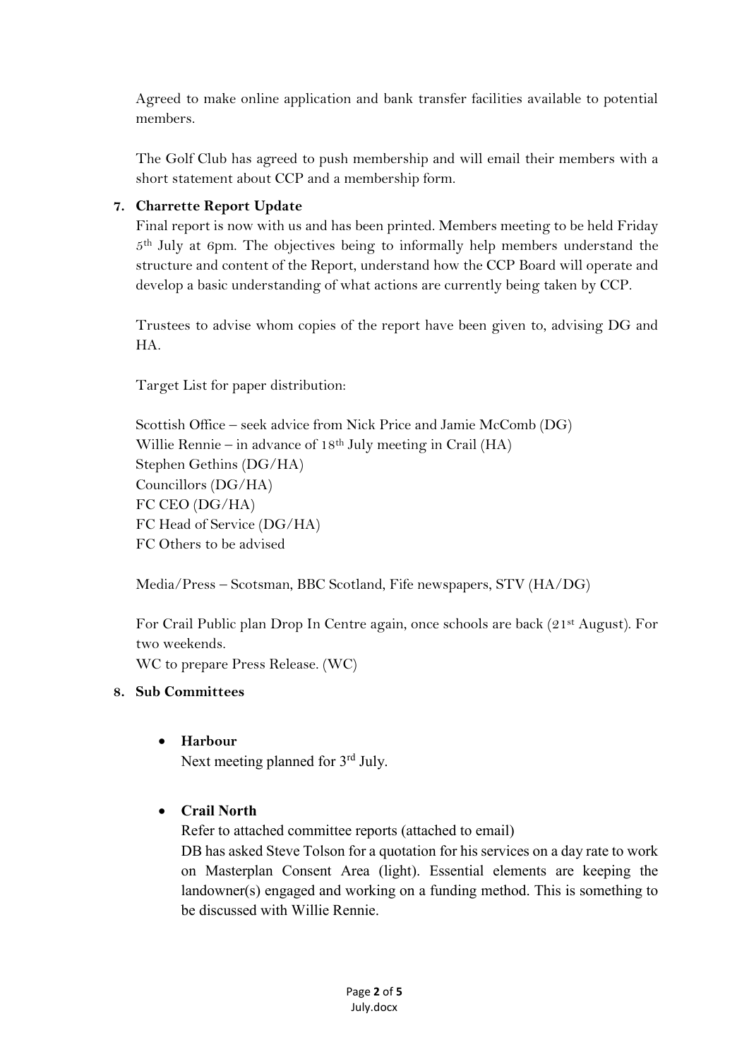Agreed to make online application and bank transfer facilities available to potential members.

The Golf Club has agreed to push membership and will email their members with a short statement about CCP and a membership form.

**7. Charrette Report Update**

Final report is now with us and has been printed. Members meeting to be held Friday 5th July at 6pm. The objectives being to informally help members understand the structure and content of the Report, understand how the CCP Board will operate and develop a basic understanding of what actions are currently being taken by CCP.

Trustees to advise whom copies of the report have been given to, advising DG and HA.

Target List for paper distribution:

Scottish Office – seek advice from Nick Price and Jamie McComb (DG)
Willie Rennie – in advance of 18th July meeting in Crail (HA)
Stephen Gethins (DG/HA)
Councillors (DG/HA)
FC CEO (DG/HA)
FC Head of Service (DG/HA)
FC Others to be advised

Media/Press – Scotsman, BBC Scotland, Fife newspapers, STV (HA/DG)

For Crail Public plan Drop In Centre again, once schools are back (21st August). For two weekends.
WC to prepare Press Release. (WC)

**8. Sub Committees**

- **Harbour**
  Next meeting planned for 3rd July.

- **Crail North**
  Refer to attached committee reports (attached to email)
  DB has asked Steve Tolson for a quotation for his services on a day rate to work on Masterplan Consent Area (light). Essential elements are keeping the landowner(s) engaged and working on a funding method. This is something to be discussed with Willie Rennie.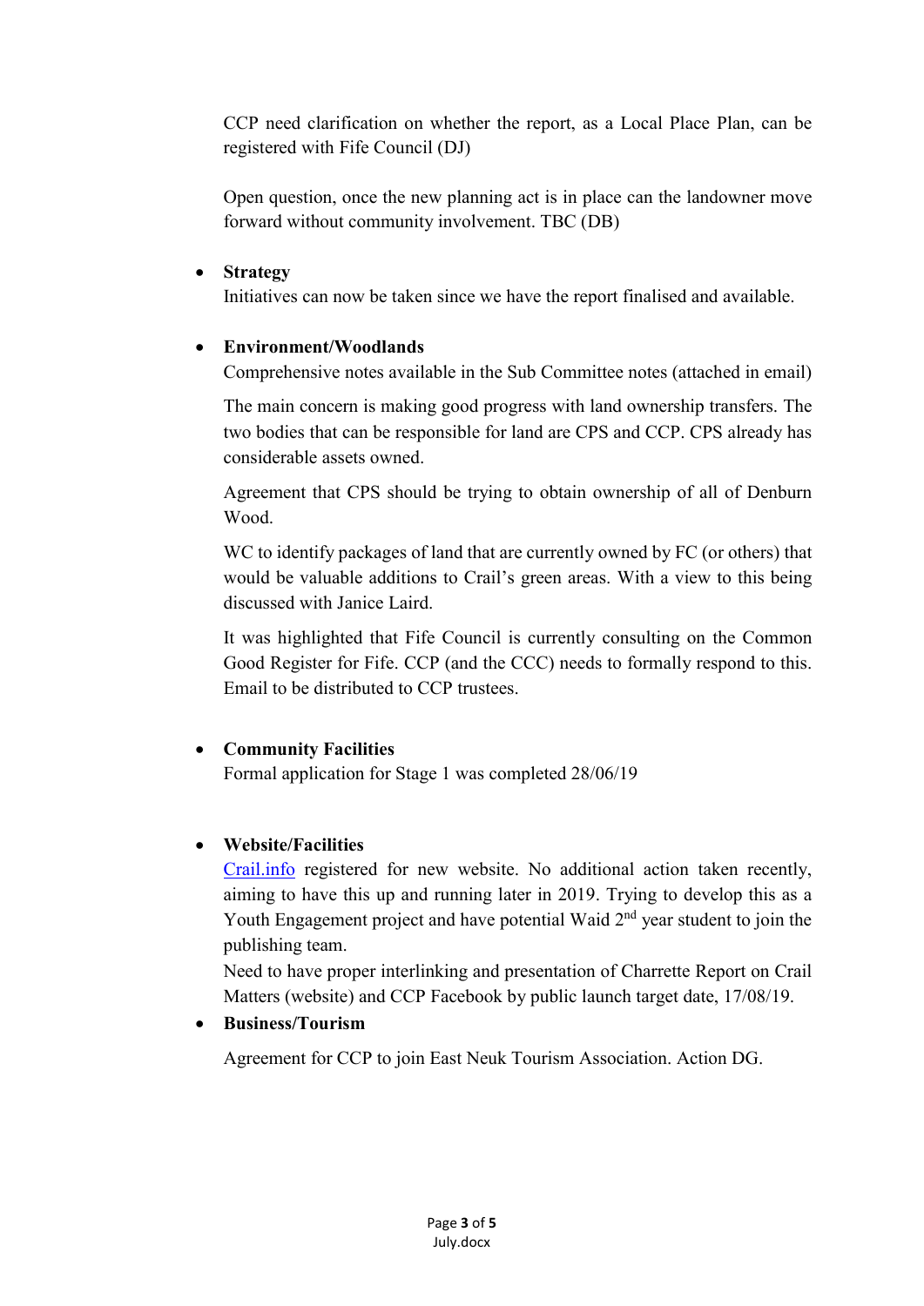CCP need clarification on whether the report, as a Local Place Plan, can be registered with Fife Council (DJ)

Open question, once the new planning act is in place can the landowner move forward without community involvement. TBC (DB)

- **Strategy**

  Initiatives can now be taken since we have the report finalised and available.

- **Environment/Woodlands**

  Comprehensive notes available in the Sub Committee notes (attached in email)

  The main concern is making good progress with land ownership transfers. The two bodies that can be responsible for land are CPS and CCP. CPS already has considerable assets owned.

  Agreement that CPS should be trying to obtain ownership of all of Denburn Wood.

  WC to identify packages of land that are currently owned by FC (or others) that would be valuable additions to Crail's green areas. With a view to this being discussed with Janice Laird.

  It was highlighted that Fife Council is currently consulting on the Common Good Register for Fife. CCP (and the CCC) needs to formally respond to this. Email to be distributed to CCP trustees.

- **Community Facilities**

  Formal application for Stage 1 was completed 28/06/19

- **Website/Facilities**

  [Crail.info](Crail.info) registered for new website. No additional action taken recently, aiming to have this up and running later in 2019. Trying to develop this as a Youth Engagement project and have potential Waid 2nd year student to join the publishing team.

  Need to have proper interlinking and presentation of Charrette Report on Crail Matters (website) and CCP Facebook by public launch target date, 17/08/19.

- **Business/Tourism**

  Agreement for CCP to join East Neuk Tourism Association. Action DG.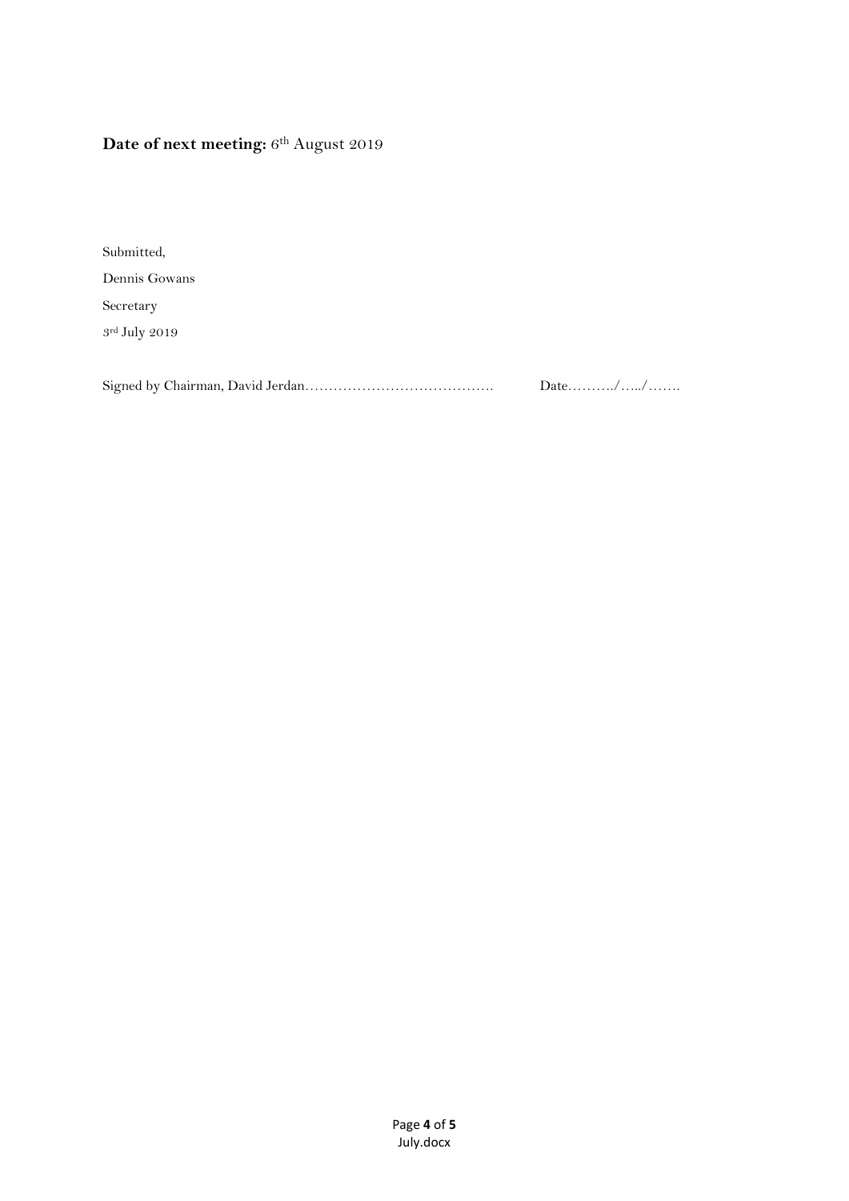**Date of next meeting:** 6th August 2019

Submitted,

Dennis Gowans

Secretary

3rd July 2019

Signed by Chairman, David Jerdan………………………………….          Date………./…../…….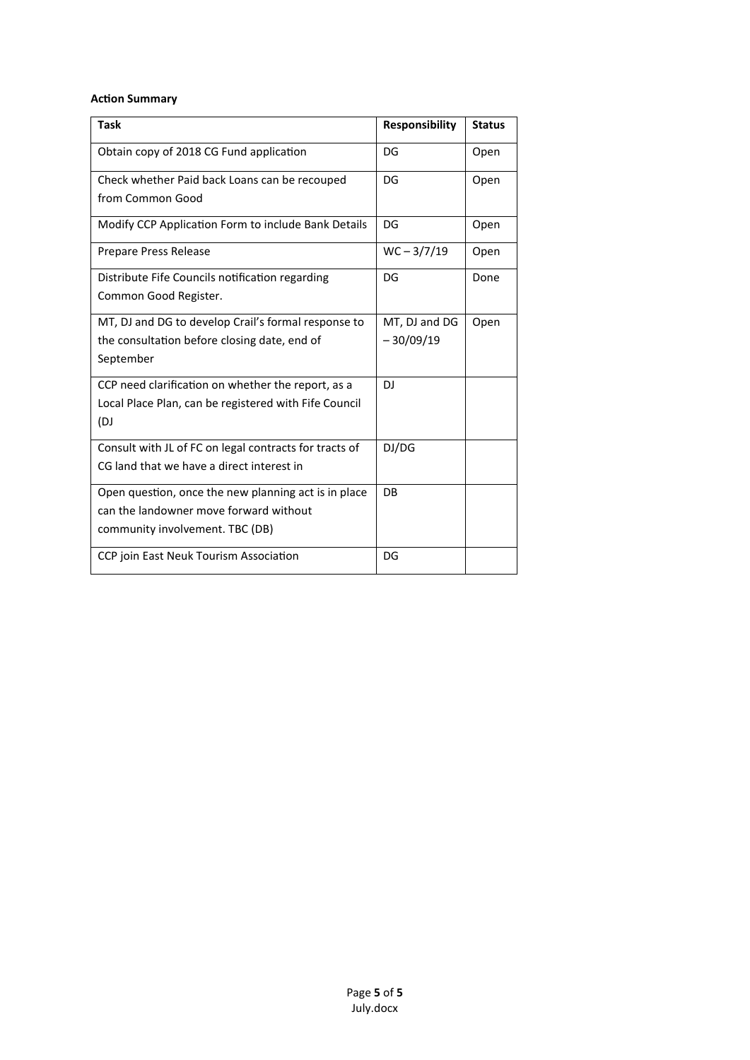**Action Summary**

| Task | Responsibility | Status |
|---|---|---|
| Obtain copy of 2018 CG Fund application | DG | Open |
| Check whether Paid back Loans can be recouped from Common Good | DG | Open |
| Modify CCP Application Form to include Bank Details | DG | Open |
| Prepare Press Release | WC – 3/7/19 | Open |
| Distribute Fife Councils notification regarding Common Good Register. | DG | Done |
| MT, DJ and DG to develop Crail's formal response to the consultation before closing date, end of September | MT, DJ and DG – 30/09/19 | Open |
| CCP need clarification on whether the report, as a Local Place Plan, can be registered with Fife Council (DJ | DJ | |
| Consult with JL of FC on legal contracts for tracts of CG land that we have a direct interest in | DJ/DG | |
| Open question, once the new planning act is in place can the landowner move forward without community involvement. TBC (DB) | DB | |
| CCP join East Neuk Tourism Association | DG | |

July.docx